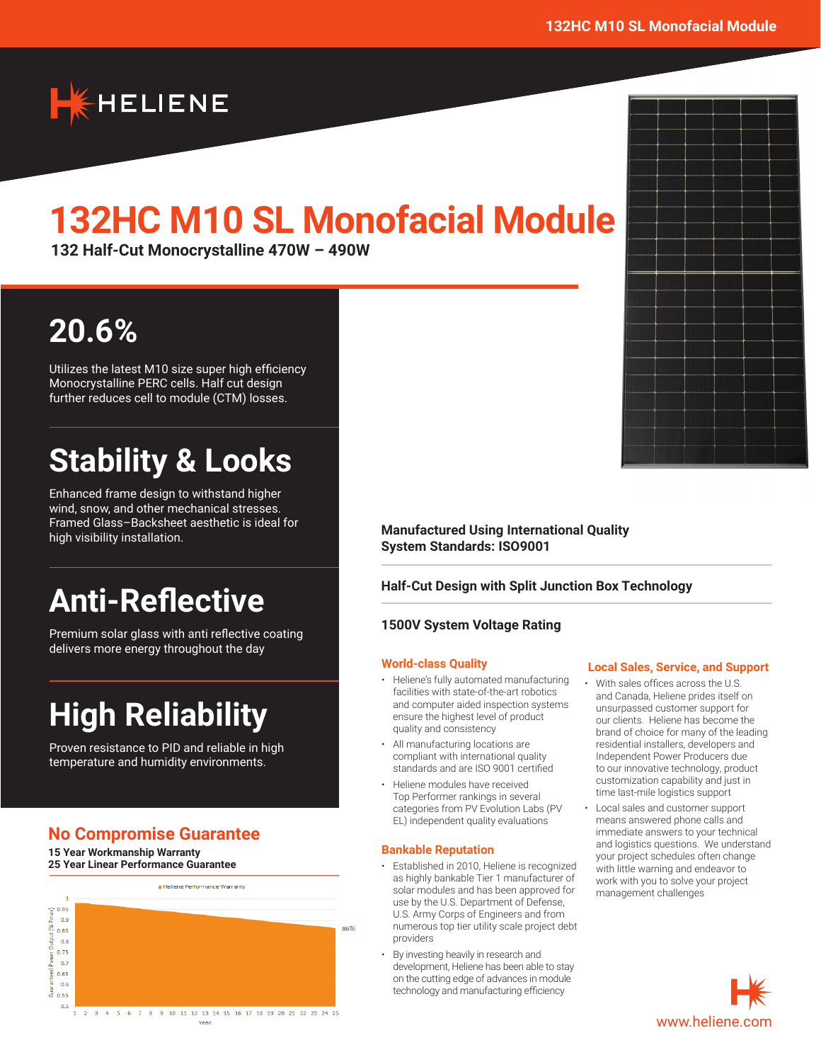# HELIENE

# 132HC M10 SL Monofacial Module

**132 Half-Cut Monocrystalline 470W – 490W**

## 20.6%

Utilizes the latest M10 size super high efficiency Monocrystalline PERC cells. Half cut design further reduces cell to module (CTM) losses.

## Stability & Looks

Enhanced frame design to withstand higher wind, snow, and other mechanical stresses. Framed Glass–Backsheet aesthetic is ideal for high visibility installation.

## Anti-Reflective

Premium solar glass with anti reflective coating delivers more energy throughout the day

## High Reliability

Proven resistance to PID and reliable in high temperature and humidity environments.

**Manufactured Using International Quality System Standards: ISO9001**

**Half-Cut Design with Split Junction Box Technology**

**1500V System Voltage Rating**

### World-class Quality

- Heliene's fully automated manufacturing facilities with state-of-the-art robotics and computer aided inspection systems ensure the highest level of product quality and consistency
- All manufacturing locations are compliant with international quality standards and are ISO 9001 certified
- Heliene modules have received Top Performer rankings in several categories from PV Evolution Labs (PV EL) independent quality evaluations

### Bankable Reputation

- Established in 2010, Heliene is recognized as highly bankable Tier 1 manufacturer of solar modules and has been approved for use by the U.S. Department of Defense, U.S. Army Corps of Engineers and from numerous top tier utility scale project debt providers
- By investing heavily in research and development, Heliene has been able to stay on the cutting edge of advances in module technology and manufacturing efficiency

### Local Sales, Service, and Support

- With sales offices across the U.S. and Canada, Heliene prides itself on unsurpassed customer support for our clients. Heliene has become the brand of choice for many of the leading residential installers, developers and Independent Power Producers due to our innovative technology, product customization capability and just in time last-mile logistics support
- Local sales and customer support means answered phone calls and immediate answers to your technical and logistics questions. We understand your project schedules often change with little warning and endeavor to work with you to solve your project management challenges

## No Compromise Guarantee

**15 Year Workmanship Warranty**
**25 Year Linear Performance Guarantee**

Heliene Performance Warranty

Guaranteed Power Output [% Pmax] vs. Year (1–25): 86%

www.heliene.com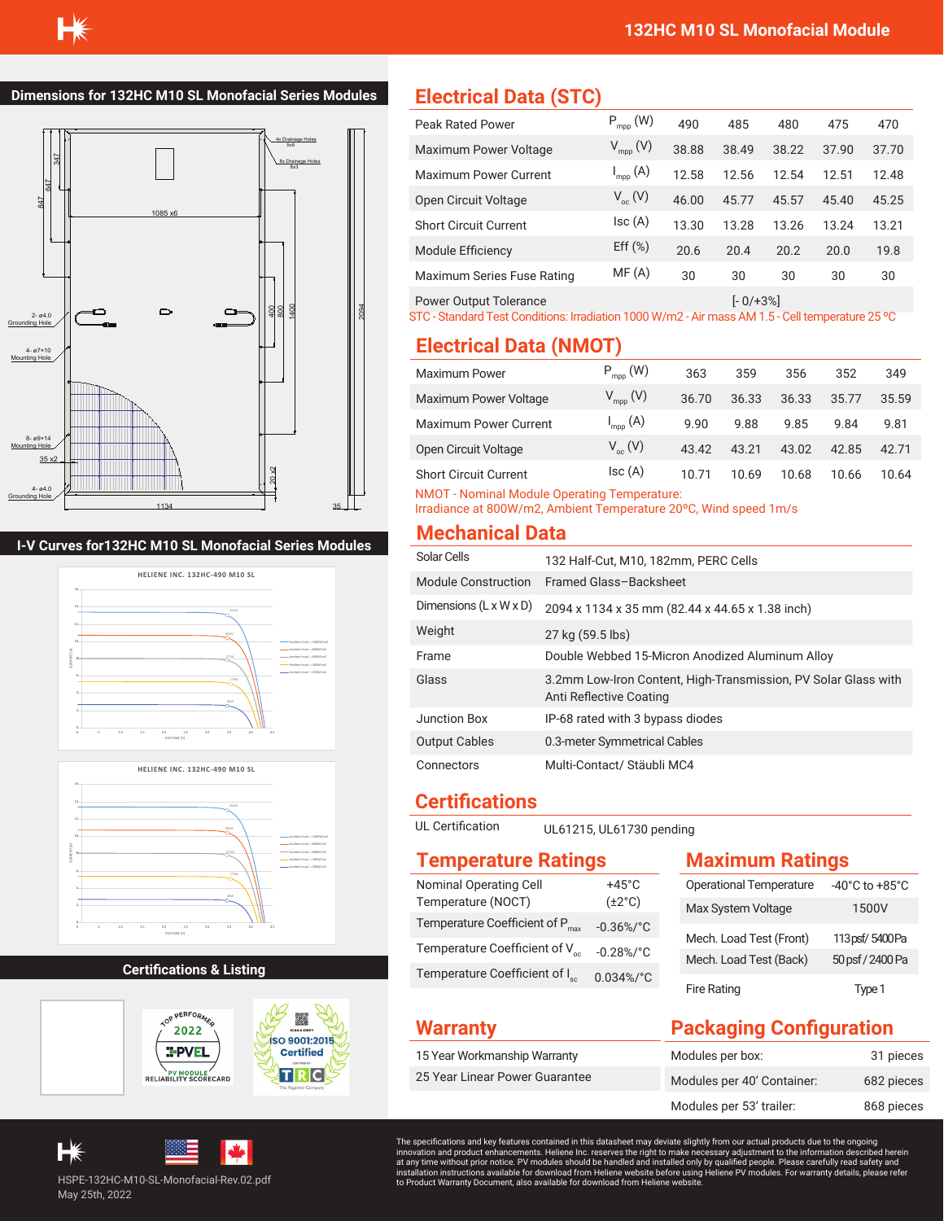# 132HC M10 SL Monofacial Module

## Dimensions for 132HC M10 SL Monofacial Series Modules

4x Drainage Holes 5x5
8x Drainage Holes 8x3
847
647
347
1085 x6
2- ø4.0 Grounding Hole
4- ø7×10 Mounting Hole
8- ø9×14 Mounting Hole
35 x2
4- ø4.0 Grounding Hole
400
800
1400
2094
20 x2
1134
35

## I-V Curves for132HC M10 SL Monofacial Series Modules

HELIENE INC. 132HC-490 M10 SL

HELIENE INC. 132HC-490 M10 SL

## Certifications & Listing

TOP PERFORMER 2022 PVEL PV MODULE RELIABILITY SCORECARD

ISO 9001:2015 Certified TRC

## Electrical Data (STC)

| | | | | | | |
|---|---|---|---|---|---|---|
| Peak Rated Power | $P_{mpp}$ (W) | 490 | 485 | 480 | 475 | 470 |
| Maximum Power Voltage | $V_{mpp}$ (V) | 38.88 | 38.49 | 38.22 | 37.90 | 37.70 |
| Maximum Power Current | $I_{mpp}$ (A) | 12.58 | 12.56 | 12.54 | 12.51 | 12.48 |
| Open Circuit Voltage | $V_{oc}$ (V) | 46.00 | 45.77 | 45.57 | 45.40 | 45.25 |
| Short Circuit Current | Isc (A) | 13.30 | 13.28 | 13.26 | 13.24 | 13.21 |
| Module Efficiency | Eff (%) | 20.6 | 20.4 | 20.2 | 20.0 | 19.8 |
| Maximum Series Fuse Rating | MF (A) | 30 | 30 | 30 | 30 | 30 |
| Power Output Tolerance | | [- 0/+3%] | | | | |

STC - Standard Test Conditions: Irradiation 1000 W/m2 - Air mass AM 1.5 - Cell temperature 25 ºC

## Electrical Data (NMOT)

| | | | | | | |
|---|---|---|---|---|---|---|
| Maximum Power | $P_{mpp}$ (W) | 363 | 359 | 356 | 352 | 349 |
| Maximum Power Voltage | $V_{mpp}$ (V) | 36.70 | 36.33 | 36.33 | 35.77 | 35.59 |
| Maximum Power Current | $I_{mpp}$ (A) | 9.90 | 9.88 | 9.85 | 9.84 | 9.81 |
| Open Circuit Voltage | $V_{oc}$ (V) | 43.42 | 43.21 | 43.02 | 42.85 | 42.71 |
| Short Circuit Current | Isc (A) | 10.71 | 10.69 | 10.68 | 10.66 | 10.64 |

NMOT - Nominal Module Operating Temperature:
Irradiance at 800W/m2, Ambient Temperature 20ºC, Wind speed 1m/s

## Mechanical Data

| | |
|---|---|
| Solar Cells | 132 Half-Cut, M10, 182mm, PERC Cells |
| Module Construction | Framed Glass–Backsheet |
| Dimensions (L x W x D) | 2094 x 1134 x 35 mm (82.44 x 44.65 x 1.38 inch) |
| Weight | 27 kg (59.5 lbs) |
| Frame | Double Webbed 15-Micron Anodized Aluminum Alloy |
| Glass | 3.2mm Low-Iron Content, High-Transmission, PV Solar Glass with Anti Reflective Coating |
| Junction Box | IP-68 rated with 3 bypass diodes |
| Output Cables | 0.3-meter Symmetrical Cables |
| Connectors | Multi-Contact/ Stäubli MC4 |

## Certifications

| | |
|---|---|
| UL Certification | UL61215, UL61730 pending |

## Temperature Ratings

| | |
|---|---|
| Nominal Operating Cell Temperature (NOCT) | +45°C (±2°C) |
| Temperature Coefficient of $P_{max}$ | -0.36%/°C |
| Temperature Coefficient of $V_{oc}$ | -0.28%/°C |
| Temperature Coefficient of $I_{sc}$ | 0.034%/°C |

## Maximum Ratings

| | |
|---|---|
| Operational Temperature | -40°C to +85°C |
| Max System Voltage | 1500V |
| Mech. Load Test (Front) | 113psf/ 5400Pa |
| Mech. Load Test (Back) | 50psf / 2400 Pa |
| Fire Rating | Type 1 |

## Warranty

15 Year Workmanship Warranty
25 Year Linear Power Guarantee

## Packaging Configuration

| | |
|---|---|
| Modules per box: | 31 pieces |
| Modules per 40' Container: | 682 pieces |
| Modules per 53' trailer: | 868 pieces |

HSPE-132HC-M10-SL-Monofacial-Rev.02.pdf
May 25th, 2022

The specifications and key features contained in this datasheet may deviate slightly from our actual products due to the ongoing innovation and product enhancements. Heliene Inc. reserves the right to make necessary adjustment to the information described herein at any time without prior notice. PV modules should be handled and installed only by qualified people. Please carefully read safety and installation instructions available for download from Heliene website before using Heliene PV modules. For warranty details, please refer to Product Warranty Document, also available for download from Heliene website.